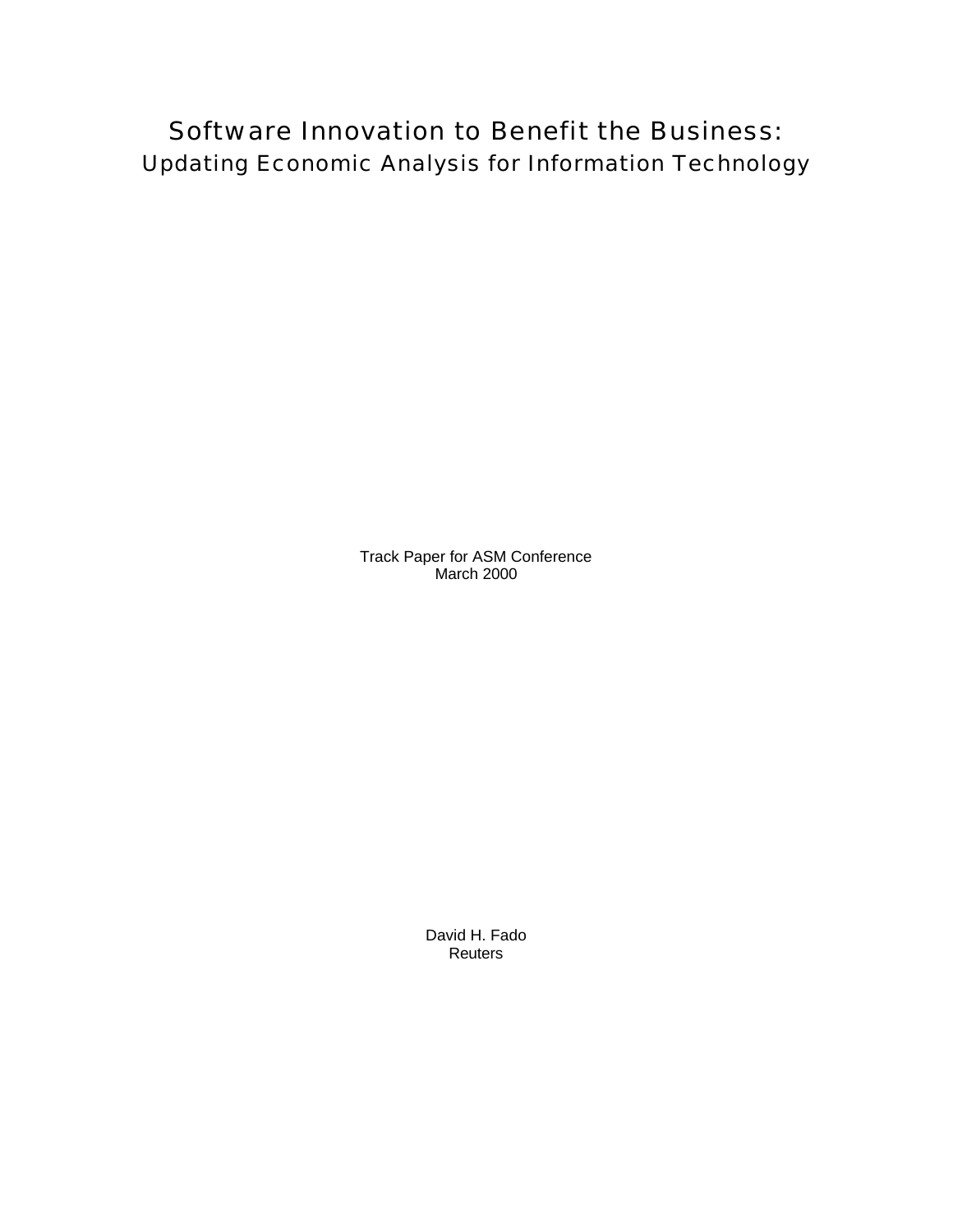# Software Innovation to Benefit the Business:

## Updating Economic Analysis for Information Technology

Track Paper for ASM Conference
March 2000

David H. Fado
Reuters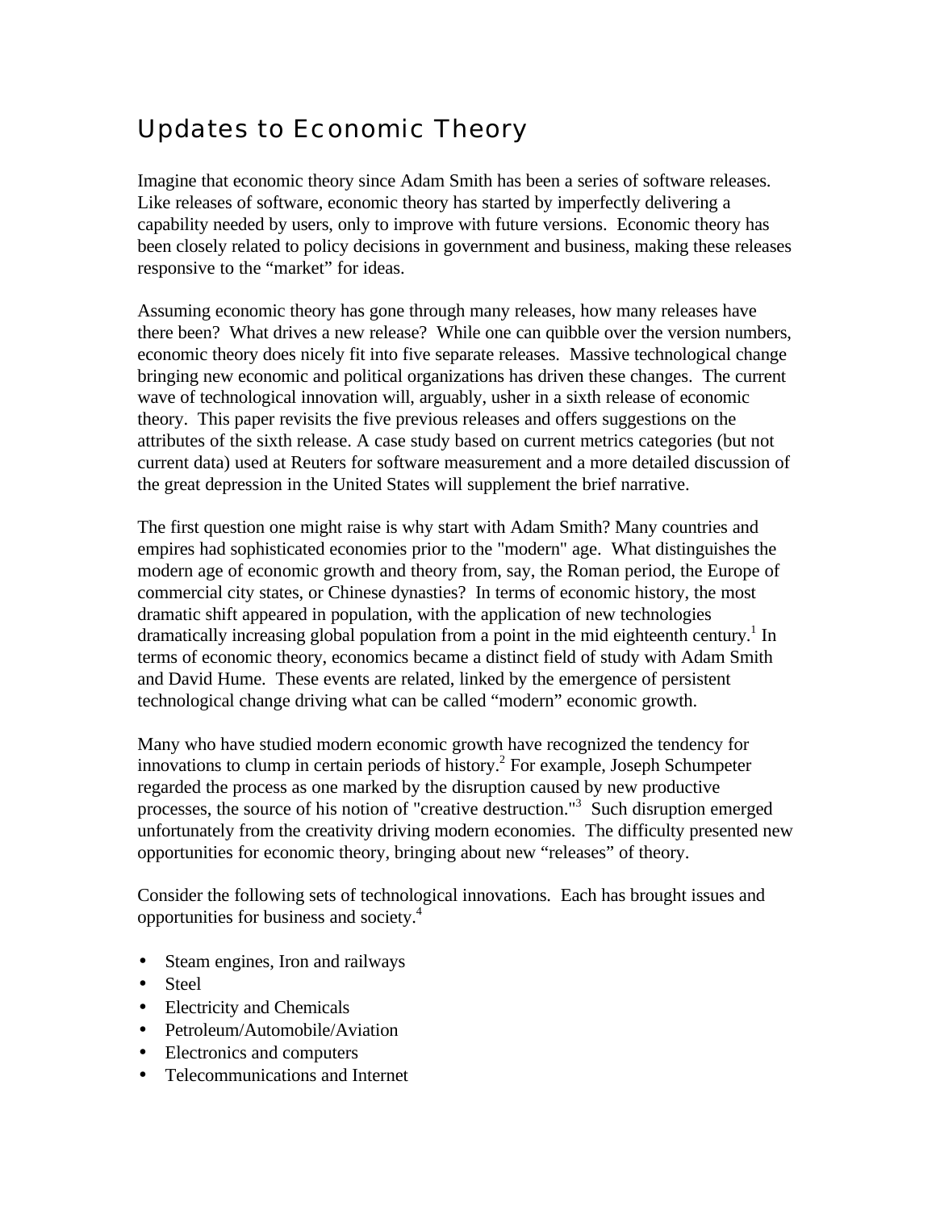# Updates to Economic Theory

Imagine that economic theory since Adam Smith has been a series of software releases. Like releases of software, economic theory has started by imperfectly delivering a capability needed by users, only to improve with future versions. Economic theory has been closely related to policy decisions in government and business, making these releases responsive to the "market" for ideas.

Assuming economic theory has gone through many releases, how many releases have there been? What drives a new release? While one can quibble over the version numbers, economic theory does nicely fit into five separate releases. Massive technological change bringing new economic and political organizations has driven these changes. The current wave of technological innovation will, arguably, usher in a sixth release of economic theory. This paper revisits the five previous releases and offers suggestions on the attributes of the sixth release. A case study based on current metrics categories (but not current data) used at Reuters for software measurement and a more detailed discussion of the great depression in the United States will supplement the brief narrative.

The first question one might raise is why start with Adam Smith? Many countries and empires had sophisticated economies prior to the "modern" age. What distinguishes the modern age of economic growth and theory from, say, the Roman period, the Europe of commercial city states, or Chinese dynasties? In terms of economic history, the most dramatic shift appeared in population, with the application of new technologies dramatically increasing global population from a point in the mid eighteenth century.[1] In terms of economic theory, economics became a distinct field of study with Adam Smith and David Hume. These events are related, linked by the emergence of persistent technological change driving what can be called "modern" economic growth.

Many who have studied modern economic growth have recognized the tendency for innovations to clump in certain periods of history.[2] For example, Joseph Schumpeter regarded the process as one marked by the disruption caused by new productive processes, the source of his notion of "creative destruction."[3] Such disruption emerged unfortunately from the creativity driving modern economies. The difficulty presented new opportunities for economic theory, bringing about new "releases" of theory.

Consider the following sets of technological innovations. Each has brought issues and opportunities for business and society.[4]

- Steam engines, Iron and railways
- Steel
- Electricity and Chemicals
- Petroleum/Automobile/Aviation
- Electronics and computers
- Telecommunications and Internet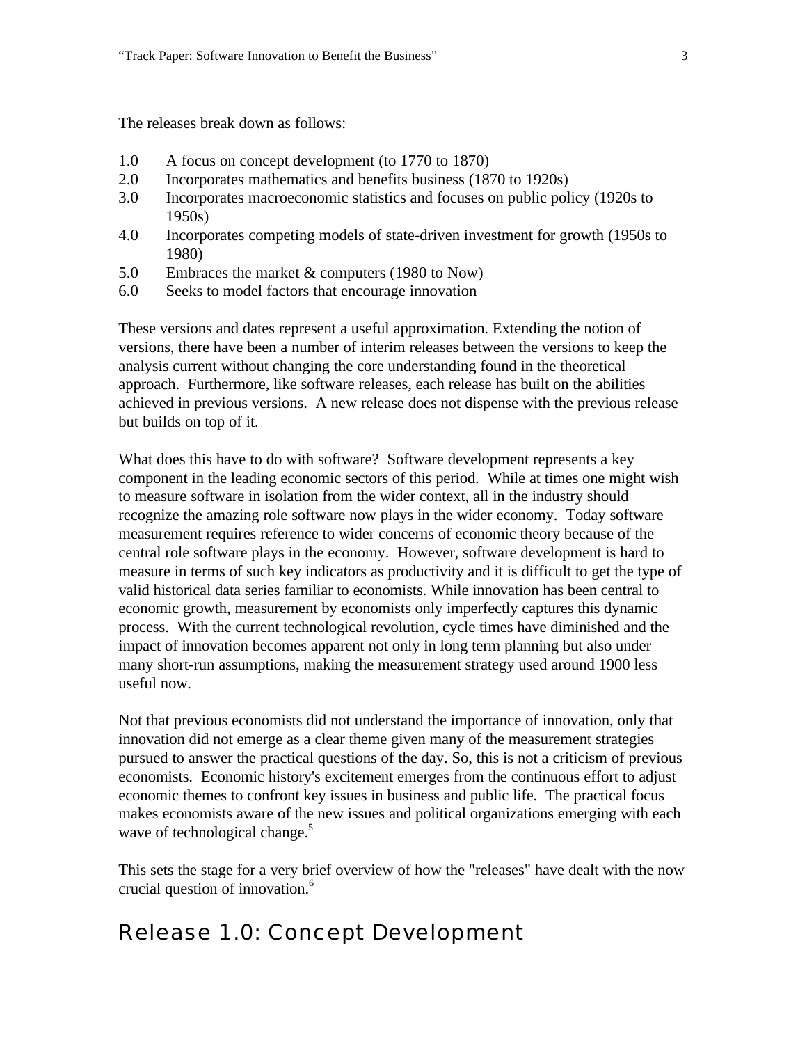The releases break down as follows:

1.0 A focus on concept development (to 1770 to 1870)
2.0 Incorporates mathematics and benefits business (1870 to 1920s)
3.0 Incorporates macroeconomic statistics and focuses on public policy (1920s to 1950s)
4.0 Incorporates competing models of state-driven investment for growth (1950s to 1980)
5.0 Embraces the market & computers (1980 to Now)
6.0 Seeks to model factors that encourage innovation

These versions and dates represent a useful approximation. Extending the notion of versions, there have been a number of interim releases between the versions to keep the analysis current without changing the core understanding found in the theoretical approach. Furthermore, like software releases, each release has built on the abilities achieved in previous versions. A new release does not dispense with the previous release but builds on top of it.

What does this have to do with software? Software development represents a key component in the leading economic sectors of this period. While at times one might wish to measure software in isolation from the wider context, all in the industry should recognize the amazing role software now plays in the wider economy. Today software measurement requires reference to wider concerns of economic theory because of the central role software plays in the economy. However, software development is hard to measure in terms of such key indicators as productivity and it is difficult to get the type of valid historical data series familiar to economists. While innovation has been central to economic growth, measurement by economists only imperfectly captures this dynamic process. With the current technological revolution, cycle times have diminished and the impact of innovation becomes apparent not only in long term planning but also under many short-run assumptions, making the measurement strategy used around 1900 less useful now.

Not that previous economists did not understand the importance of innovation, only that innovation did not emerge as a clear theme given many of the measurement strategies pursued to answer the practical questions of the day. So, this is not a criticism of previous economists. Economic history's excitement emerges from the continuous effort to adjust economic themes to confront key issues in business and public life. The practical focus makes economists aware of the new issues and political organizations emerging with each wave of technological change.[5]

This sets the stage for a very brief overview of how the "releases" have dealt with the now crucial question of innovation.[6]

## Release 1.0: Concept Development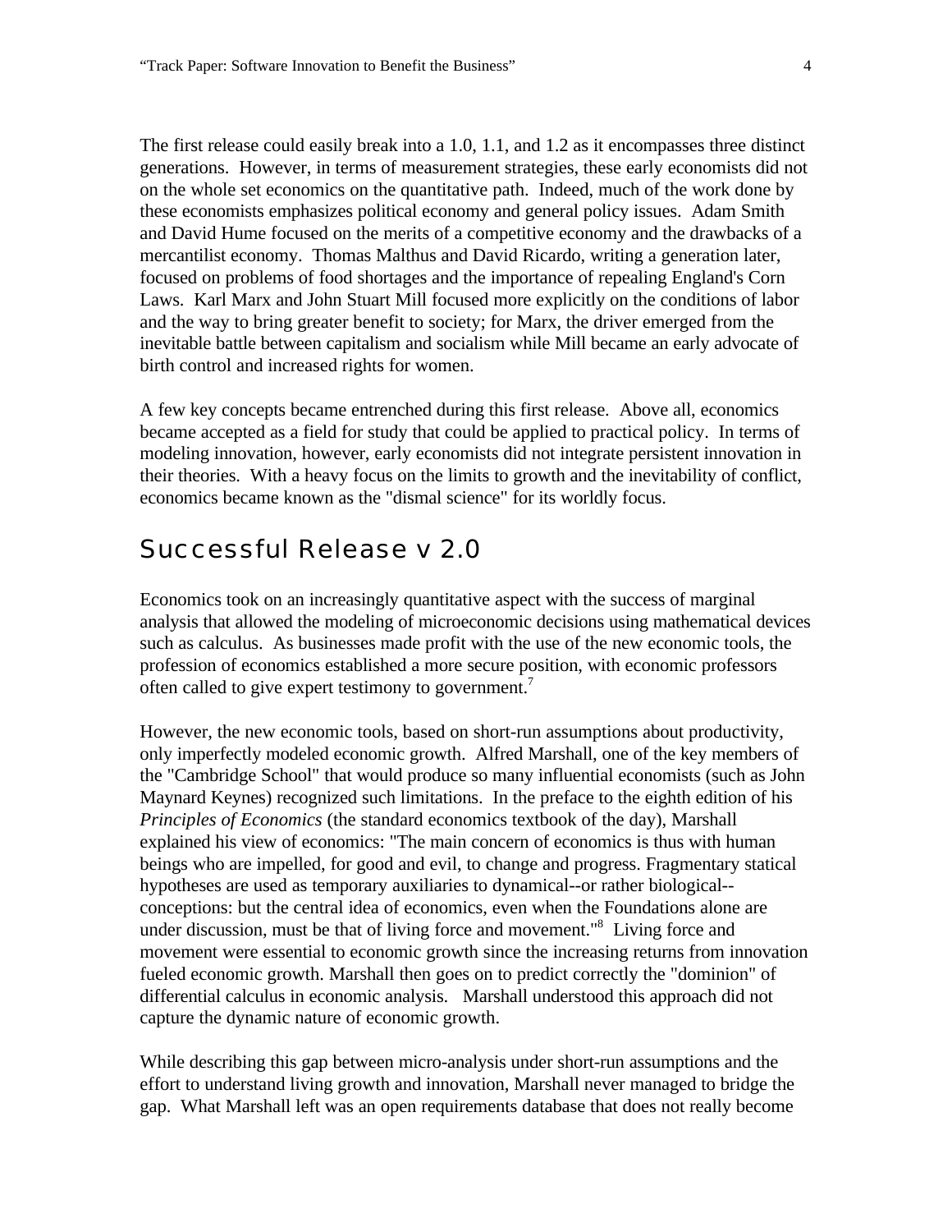The first release could easily break into a 1.0, 1.1, and 1.2 as it encompasses three distinct generations. However, in terms of measurement strategies, these early economists did not on the whole set economics on the quantitative path. Indeed, much of the work done by these economists emphasizes political economy and general policy issues. Adam Smith and David Hume focused on the merits of a competitive economy and the drawbacks of a mercantilist economy. Thomas Malthus and David Ricardo, writing a generation later, focused on problems of food shortages and the importance of repealing England's Corn Laws. Karl Marx and John Stuart Mill focused more explicitly on the conditions of labor and the way to bring greater benefit to society; for Marx, the driver emerged from the inevitable battle between capitalism and socialism while Mill became an early advocate of birth control and increased rights for women.

A few key concepts became entrenched during this first release. Above all, economics became accepted as a field for study that could be applied to practical policy. In terms of modeling innovation, however, early economists did not integrate persistent innovation in their theories. With a heavy focus on the limits to growth and the inevitability of conflict, economics became known as the "dismal science" for its worldly focus.

## Successful Release v 2.0

Economics took on an increasingly quantitative aspect with the success of marginal analysis that allowed the modeling of microeconomic decisions using mathematical devices such as calculus. As businesses made profit with the use of the new economic tools, the profession of economics established a more secure position, with economic professors often called to give expert testimony to government.[7]

However, the new economic tools, based on short-run assumptions about productivity, only imperfectly modeled economic growth. Alfred Marshall, one of the key members of the "Cambridge School" that would produce so many influential economists (such as John Maynard Keynes) recognized such limitations. In the preface to the eighth edition of his *Principles of Economics* (the standard economics textbook of the day), Marshall explained his view of economics: "The main concern of economics is thus with human beings who are impelled, for good and evil, to change and progress. Fragmentary statical hypotheses are used as temporary auxiliaries to dynamical--or rather biological--conceptions: but the central idea of economics, even when the Foundations alone are under discussion, must be that of living force and movement."[8] Living force and movement were essential to economic growth since the increasing returns from innovation fueled economic growth. Marshall then goes on to predict correctly the "dominion" of differential calculus in economic analysis. Marshall understood this approach did not capture the dynamic nature of economic growth.

While describing this gap between micro-analysis under short-run assumptions and the effort to understand living growth and innovation, Marshall never managed to bridge the gap. What Marshall left was an open requirements database that does not really become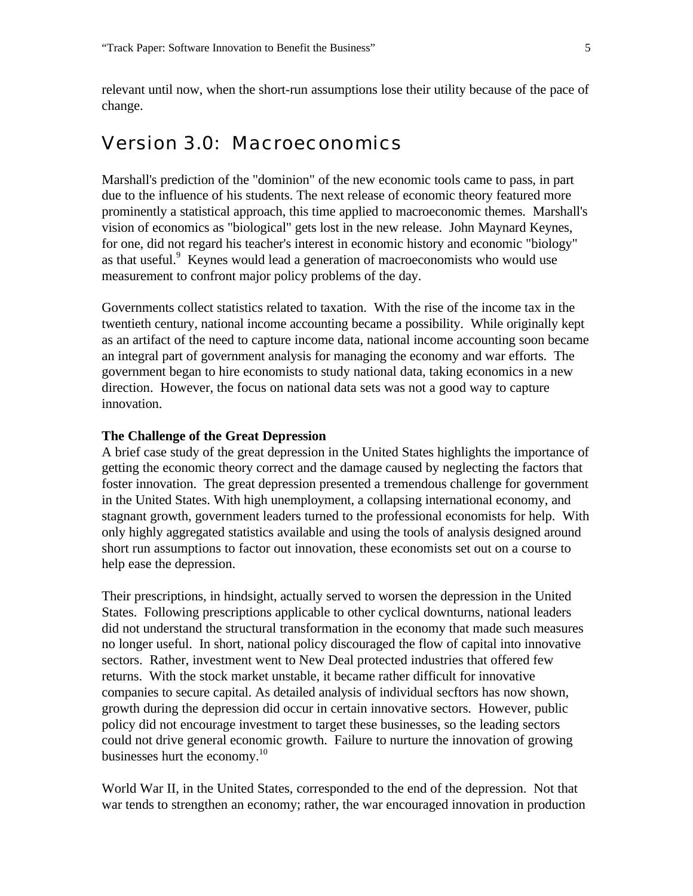relevant until now, when the short-run assumptions lose their utility because of the pace of change.

## Version 3.0: Macroeconomics

Marshall's prediction of the "dominion" of the new economic tools came to pass, in part due to the influence of his students. The next release of economic theory featured more prominently a statistical approach, this time applied to macroeconomic themes. Marshall's vision of economics as "biological" gets lost in the new release. John Maynard Keynes, for one, did not regard his teacher's interest in economic history and economic "biology" as that useful.[9] Keynes would lead a generation of macroeconomists who would use measurement to confront major policy problems of the day.

Governments collect statistics related to taxation. With the rise of the income tax in the twentieth century, national income accounting became a possibility. While originally kept as an artifact of the need to capture income data, national income accounting soon became an integral part of government analysis for managing the economy and war efforts. The government began to hire economists to study national data, taking economics in a new direction. However, the focus on national data sets was not a good way to capture innovation.

**The Challenge of the Great Depression**

A brief case study of the great depression in the United States highlights the importance of getting the economic theory correct and the damage caused by neglecting the factors that foster innovation. The great depression presented a tremendous challenge for government in the United States. With high unemployment, a collapsing international economy, and stagnant growth, government leaders turned to the professional economists for help. With only highly aggregated statistics available and using the tools of analysis designed around short run assumptions to factor out innovation, these economists set out on a course to help ease the depression.

Their prescriptions, in hindsight, actually served to worsen the depression in the United States. Following prescriptions applicable to other cyclical downturns, national leaders did not understand the structural transformation in the economy that made such measures no longer useful. In short, national policy discouraged the flow of capital into innovative sectors. Rather, investment went to New Deal protected industries that offered few returns. With the stock market unstable, it became rather difficult for innovative companies to secure capital. As detailed analysis of individual secftors has now shown, growth during the depression did occur in certain innovative sectors. However, public policy did not encourage investment to target these businesses, so the leading sectors could not drive general economic growth. Failure to nurture the innovation of growing businesses hurt the economy.[10]

World War II, in the United States, corresponded to the end of the depression. Not that war tends to strengthen an economy; rather, the war encouraged innovation in production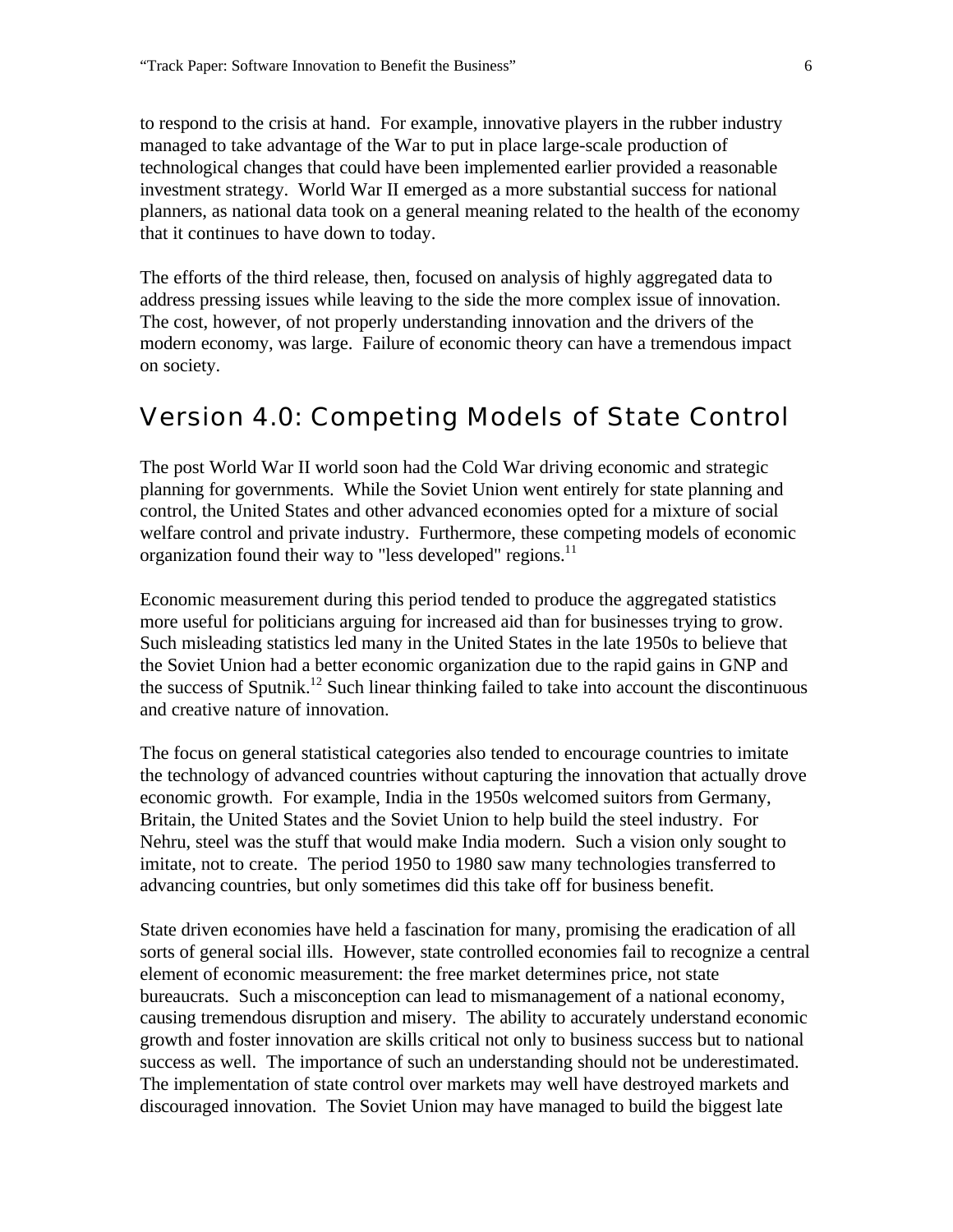to respond to the crisis at hand. For example, innovative players in the rubber industry managed to take advantage of the War to put in place large-scale production of technological changes that could have been implemented earlier provided a reasonable investment strategy. World War II emerged as a more substantial success for national planners, as national data took on a general meaning related to the health of the economy that it continues to have down to today.

The efforts of the third release, then, focused on analysis of highly aggregated data to address pressing issues while leaving to the side the more complex issue of innovation. The cost, however, of not properly understanding innovation and the drivers of the modern economy, was large. Failure of economic theory can have a tremendous impact on society.

## Version 4.0: Competing Models of State Control

The post World War II world soon had the Cold War driving economic and strategic planning for governments. While the Soviet Union went entirely for state planning and control, the United States and other advanced economies opted for a mixture of social welfare control and private industry. Furthermore, these competing models of economic organization found their way to "less developed" regions.[11]

Economic measurement during this period tended to produce the aggregated statistics more useful for politicians arguing for increased aid than for businesses trying to grow. Such misleading statistics led many in the United States in the late 1950s to believe that the Soviet Union had a better economic organization due to the rapid gains in GNP and the success of Sputnik.[12] Such linear thinking failed to take into account the discontinuous and creative nature of innovation.

The focus on general statistical categories also tended to encourage countries to imitate the technology of advanced countries without capturing the innovation that actually drove economic growth. For example, India in the 1950s welcomed suitors from Germany, Britain, the United States and the Soviet Union to help build the steel industry. For Nehru, steel was the stuff that would make India modern. Such a vision only sought to imitate, not to create. The period 1950 to 1980 saw many technologies transferred to advancing countries, but only sometimes did this take off for business benefit.

State driven economies have held a fascination for many, promising the eradication of all sorts of general social ills. However, state controlled economies fail to recognize a central element of economic measurement: the free market determines price, not state bureaucrats. Such a misconception can lead to mismanagement of a national economy, causing tremendous disruption and misery. The ability to accurately understand economic growth and foster innovation are skills critical not only to business success but to national success as well. The importance of such an understanding should not be underestimated. The implementation of state control over markets may well have destroyed markets and discouraged innovation. The Soviet Union may have managed to build the biggest late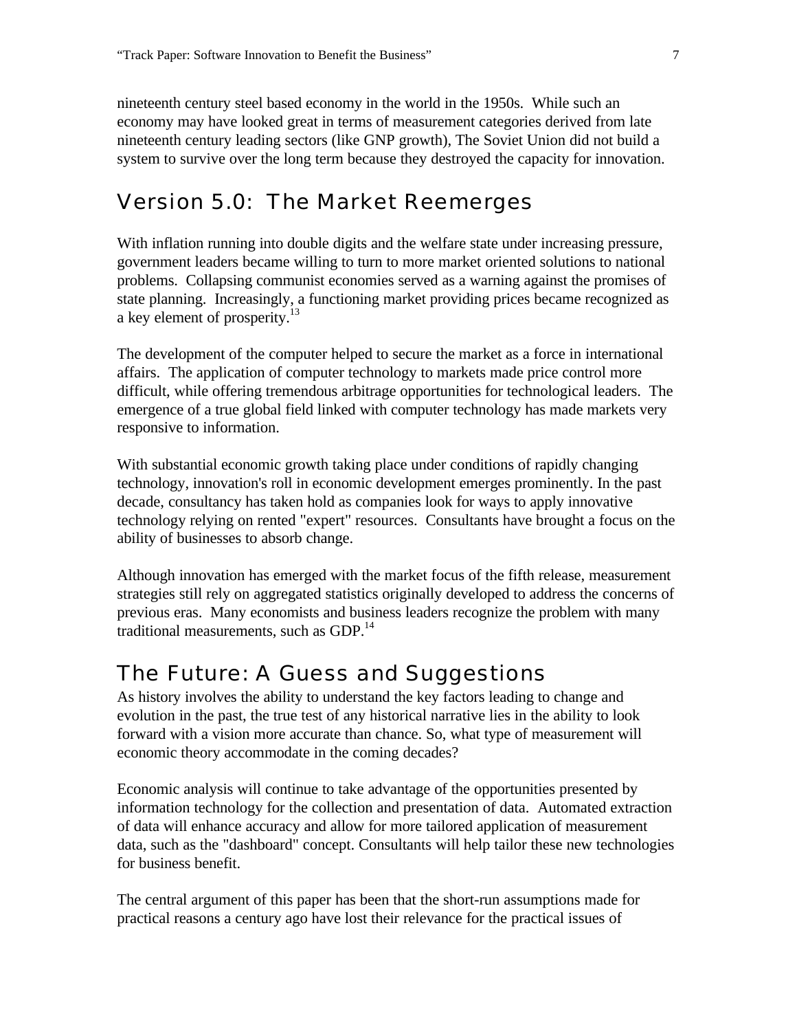nineteenth century steel based economy in the world in the 1950s. While such an economy may have looked great in terms of measurement categories derived from late nineteenth century leading sectors (like GNP growth), The Soviet Union did not build a system to survive over the long term because they destroyed the capacity for innovation.

## Version 5.0: The Market Reemerges

With inflation running into double digits and the welfare state under increasing pressure, government leaders became willing to turn to more market oriented solutions to national problems. Collapsing communist economies served as a warning against the promises of state planning. Increasingly, a functioning market providing prices became recognized as a key element of prosperity.[13]

The development of the computer helped to secure the market as a force in international affairs. The application of computer technology to markets made price control more difficult, while offering tremendous arbitrage opportunities for technological leaders. The emergence of a true global field linked with computer technology has made markets very responsive to information.

With substantial economic growth taking place under conditions of rapidly changing technology, innovation's roll in economic development emerges prominently. In the past decade, consultancy has taken hold as companies look for ways to apply innovative technology relying on rented "expert" resources. Consultants have brought a focus on the ability of businesses to absorb change.

Although innovation has emerged with the market focus of the fifth release, measurement strategies still rely on aggregated statistics originally developed to address the concerns of previous eras. Many economists and business leaders recognize the problem with many traditional measurements, such as GDP.[14]

## The Future: A Guess and Suggestions

As history involves the ability to understand the key factors leading to change and evolution in the past, the true test of any historical narrative lies in the ability to look forward with a vision more accurate than chance. So, what type of measurement will economic theory accommodate in the coming decades?

Economic analysis will continue to take advantage of the opportunities presented by information technology for the collection and presentation of data. Automated extraction of data will enhance accuracy and allow for more tailored application of measurement data, such as the "dashboard" concept. Consultants will help tailor these new technologies for business benefit.

The central argument of this paper has been that the short-run assumptions made for practical reasons a century ago have lost their relevance for the practical issues of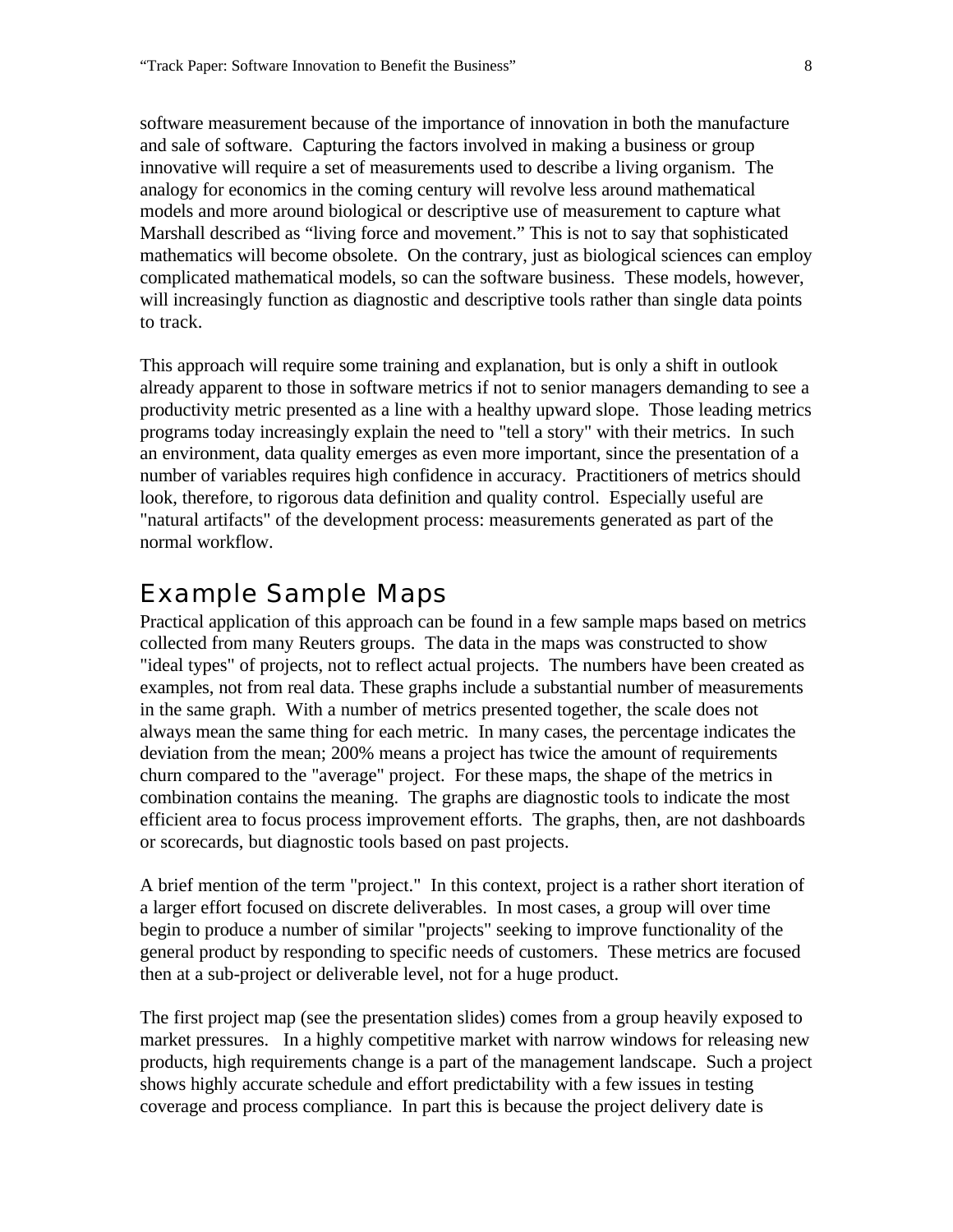software measurement because of the importance of innovation in both the manufacture and sale of software. Capturing the factors involved in making a business or group innovative will require a set of measurements used to describe a living organism. The analogy for economics in the coming century will revolve less around mathematical models and more around biological or descriptive use of measurement to capture what Marshall described as "living force and movement." This is not to say that sophisticated mathematics will become obsolete. On the contrary, just as biological sciences can employ complicated mathematical models, so can the software business. These models, however, will increasingly function as diagnostic and descriptive tools rather than single data points to track.

This approach will require some training and explanation, but is only a shift in outlook already apparent to those in software metrics if not to senior managers demanding to see a productivity metric presented as a line with a healthy upward slope. Those leading metrics programs today increasingly explain the need to "tell a story" with their metrics. In such an environment, data quality emerges as even more important, since the presentation of a number of variables requires high confidence in accuracy. Practitioners of metrics should look, therefore, to rigorous data definition and quality control. Especially useful are "natural artifacts" of the development process: measurements generated as part of the normal workflow.

## Example Sample Maps

Practical application of this approach can be found in a few sample maps based on metrics collected from many Reuters groups. The data in the maps was constructed to show "ideal types" of projects, not to reflect actual projects. The numbers have been created as examples, not from real data. These graphs include a substantial number of measurements in the same graph. With a number of metrics presented together, the scale does not always mean the same thing for each metric. In many cases, the percentage indicates the deviation from the mean; 200% means a project has twice the amount of requirements churn compared to the "average" project. For these maps, the shape of the metrics in combination contains the meaning. The graphs are diagnostic tools to indicate the most efficient area to focus process improvement efforts. The graphs, then, are not dashboards or scorecards, but diagnostic tools based on past projects.

A brief mention of the term "project." In this context, project is a rather short iteration of a larger effort focused on discrete deliverables. In most cases, a group will over time begin to produce a number of similar "projects" seeking to improve functionality of the general product by responding to specific needs of customers. These metrics are focused then at a sub-project or deliverable level, not for a huge product.

The first project map (see the presentation slides) comes from a group heavily exposed to market pressures. In a highly competitive market with narrow windows for releasing new products, high requirements change is a part of the management landscape. Such a project shows highly accurate schedule and effort predictability with a few issues in testing coverage and process compliance. In part this is because the project delivery date is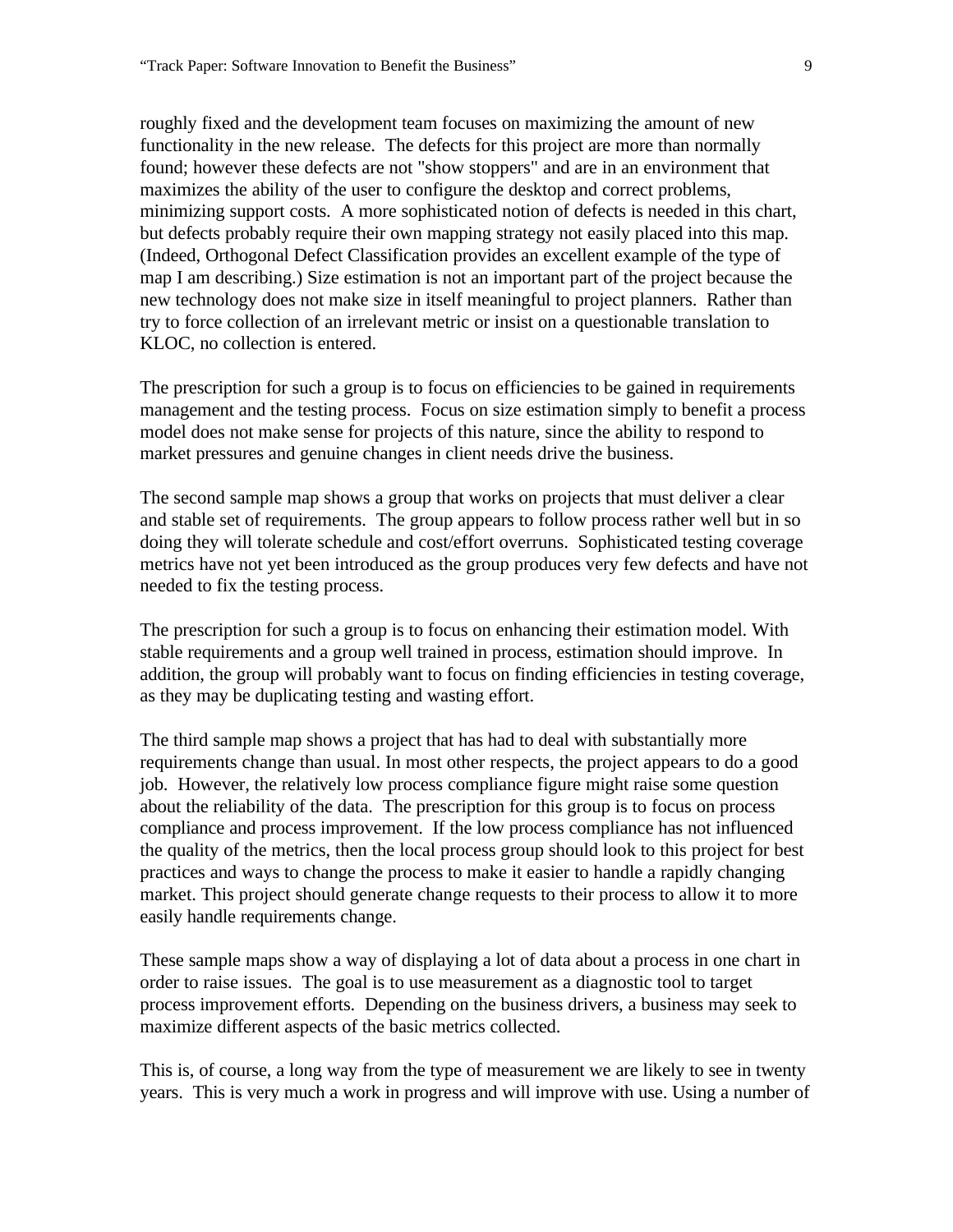roughly fixed and the development team focuses on maximizing the amount of new functionality in the new release. The defects for this project are more than normally found; however these defects are not "show stoppers" and are in an environment that maximizes the ability of the user to configure the desktop and correct problems, minimizing support costs. A more sophisticated notion of defects is needed in this chart, but defects probably require their own mapping strategy not easily placed into this map. (Indeed, Orthogonal Defect Classification provides an excellent example of the type of map I am describing.) Size estimation is not an important part of the project because the new technology does not make size in itself meaningful to project planners. Rather than try to force collection of an irrelevant metric or insist on a questionable translation to KLOC, no collection is entered.

The prescription for such a group is to focus on efficiencies to be gained in requirements management and the testing process. Focus on size estimation simply to benefit a process model does not make sense for projects of this nature, since the ability to respond to market pressures and genuine changes in client needs drive the business.

The second sample map shows a group that works on projects that must deliver a clear and stable set of requirements. The group appears to follow process rather well but in so doing they will tolerate schedule and cost/effort overruns. Sophisticated testing coverage metrics have not yet been introduced as the group produces very few defects and have not needed to fix the testing process.

The prescription for such a group is to focus on enhancing their estimation model. With stable requirements and a group well trained in process, estimation should improve. In addition, the group will probably want to focus on finding efficiencies in testing coverage, as they may be duplicating testing and wasting effort.

The third sample map shows a project that has had to deal with substantially more requirements change than usual. In most other respects, the project appears to do a good job. However, the relatively low process compliance figure might raise some question about the reliability of the data. The prescription for this group is to focus on process compliance and process improvement. If the low process compliance has not influenced the quality of the metrics, then the local process group should look to this project for best practices and ways to change the process to make it easier to handle a rapidly changing market. This project should generate change requests to their process to allow it to more easily handle requirements change.

These sample maps show a way of displaying a lot of data about a process in one chart in order to raise issues. The goal is to use measurement as a diagnostic tool to target process improvement efforts. Depending on the business drivers, a business may seek to maximize different aspects of the basic metrics collected.

This is, of course, a long way from the type of measurement we are likely to see in twenty years. This is very much a work in progress and will improve with use. Using a number of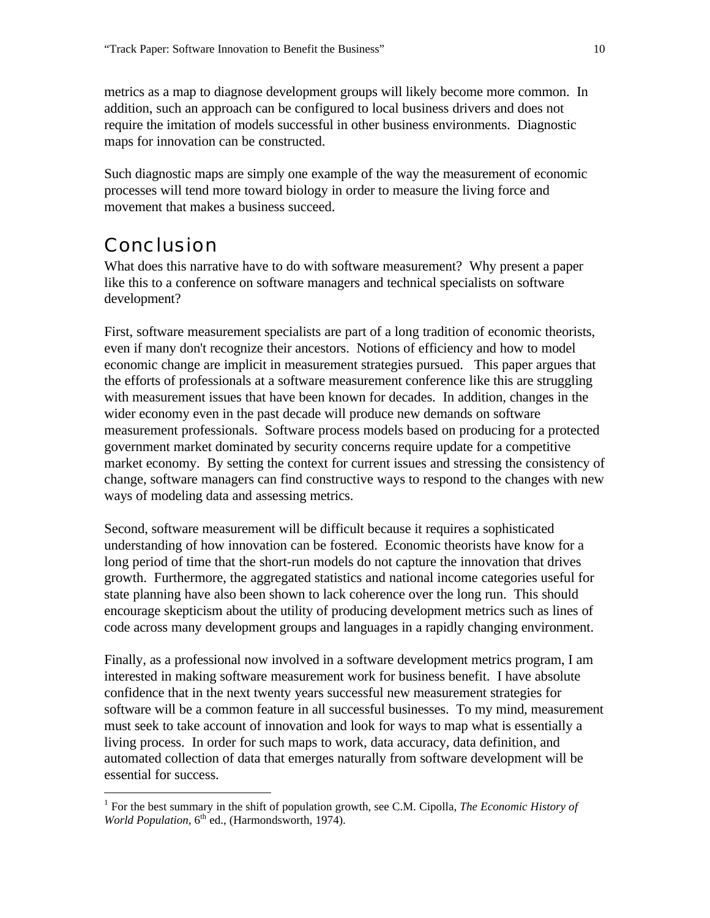metrics as a map to diagnose development groups will likely become more common. In addition, such an approach can be configured to local business drivers and does not require the imitation of models successful in other business environments. Diagnostic maps for innovation can be constructed.

Such diagnostic maps are simply one example of the way the measurement of economic processes will tend more toward biology in order to measure the living force and movement that makes a business succeed.

## Conclusion

What does this narrative have to do with software measurement? Why present a paper like this to a conference on software managers and technical specialists on software development?

First, software measurement specialists are part of a long tradition of economic theorists, even if many don't recognize their ancestors. Notions of efficiency and how to model economic change are implicit in measurement strategies pursued. This paper argues that the efforts of professionals at a software measurement conference like this are struggling with measurement issues that have been known for decades. In addition, changes in the wider economy even in the past decade will produce new demands on software measurement professionals. Software process models based on producing for a protected government market dominated by security concerns require update for a competitive market economy. By setting the context for current issues and stressing the consistency of change, software managers can find constructive ways to respond to the changes with new ways of modeling data and assessing metrics.

Second, software measurement will be difficult because it requires a sophisticated understanding of how innovation can be fostered. Economic theorists have know for a long period of time that the short-run models do not capture the innovation that drives growth. Furthermore, the aggregated statistics and national income categories useful for state planning have also been shown to lack coherence over the long run. This should encourage skepticism about the utility of producing development metrics such as lines of code across many development groups and languages in a rapidly changing environment.

Finally, as a professional now involved in a software development metrics program, I am interested in making software measurement work for business benefit. I have absolute confidence that in the next twenty years successful new measurement strategies for software will be a common feature in all successful businesses. To my mind, measurement must seek to take account of innovation and look for ways to map what is essentially a living process. In order for such maps to work, data accuracy, data definition, and automated collection of data that emerges naturally from software development will be essential for success.

---

[1] For the best summary in the shift of population growth, see C.M. Cipolla, *The Economic History of World Population*, 6th ed., (Harmondsworth, 1974).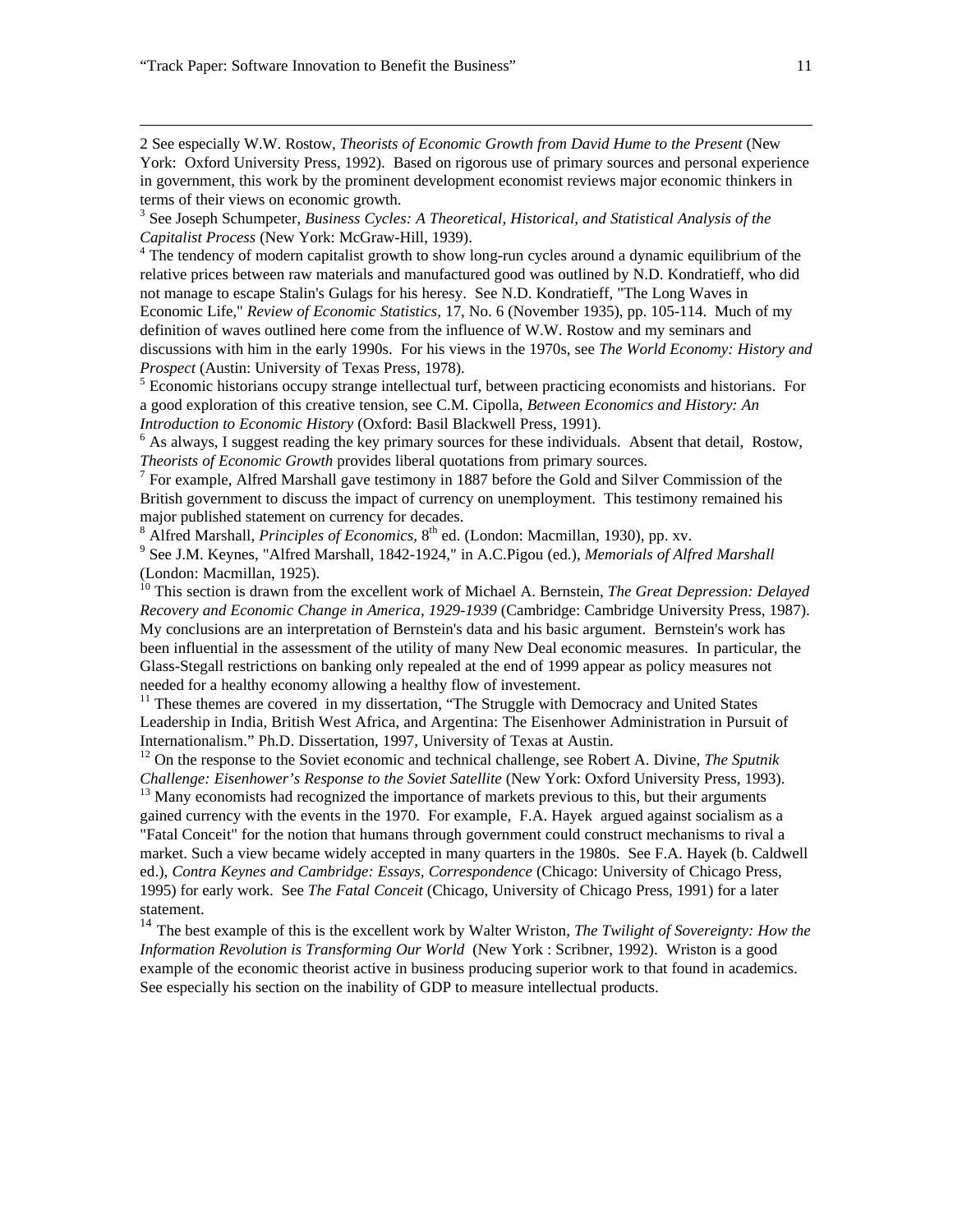2 See especially W.W. Rostow, *Theorists of Economic Growth from David Hume to the Present* (New York: Oxford University Press, 1992). Based on rigorous use of primary sources and personal experience in government, this work by the prominent development economist reviews major economic thinkers in terms of their views on economic growth.

[3] See Joseph Schumpeter, *Business Cycles: A Theoretical, Historical, and Statistical Analysis of the Capitalist Process* (New York: McGraw-Hill, 1939).

[4] The tendency of modern capitalist growth to show long-run cycles around a dynamic equilibrium of the relative prices between raw materials and manufactured good was outlined by N.D. Kondratieff, who did not manage to escape Stalin's Gulags for his heresy. See N.D. Kondratieff, "The Long Waves in Economic Life," *Review of Economic Statistics*, 17, No. 6 (November 1935), pp. 105-114. Much of my definition of waves outlined here come from the influence of W.W. Rostow and my seminars and discussions with him in the early 1990s. For his views in the 1970s, see *The World Economy: History and Prospect* (Austin: University of Texas Press, 1978).

[5] Economic historians occupy strange intellectual turf, between practicing economists and historians. For a good exploration of this creative tension, see C.M. Cipolla, *Between Economics and History: An Introduction to Economic History* (Oxford: Basil Blackwell Press, 1991).

[6] As always, I suggest reading the key primary sources for these individuals. Absent that detail, Rostow, *Theorists of Economic Growth* provides liberal quotations from primary sources.

[7] For example, Alfred Marshall gave testimony in 1887 before the Gold and Silver Commission of the British government to discuss the impact of currency on unemployment. This testimony remained his major published statement on currency for decades.

[8] Alfred Marshall, *Principles of Economics*, 8th ed. (London: Macmillan, 1930), pp. xv.

[9] See J.M. Keynes, "Alfred Marshall, 1842-1924," in A.C.Pigou (ed.), *Memorials of Alfred Marshall* (London: Macmillan, 1925).

[10] This section is drawn from the excellent work of Michael A. Bernstein, *The Great Depression: Delayed Recovery and Economic Change in America, 1929-1939* (Cambridge: Cambridge University Press, 1987). My conclusions are an interpretation of Bernstein's data and his basic argument. Bernstein's work has been influential in the assessment of the utility of many New Deal economic measures. In particular, the Glass-Stegall restrictions on banking only repealed at the end of 1999 appear as policy measures not needed for a healthy economy allowing a healthy flow of investement.

[11] These themes are covered in my dissertation, "The Struggle with Democracy and United States Leadership in India, British West Africa, and Argentina: The Eisenhower Administration in Pursuit of Internationalism." Ph.D. Dissertation, 1997, University of Texas at Austin.

[12] On the response to the Soviet economic and technical challenge, see Robert A. Divine, *The Sputnik Challenge: Eisenhower's Response to the Soviet Satellite* (New York: Oxford University Press, 1993).

[13] Many economists had recognized the importance of markets previous to this, but their arguments gained currency with the events in the 1970. For example, F.A. Hayek argued against socialism as a "Fatal Conceit" for the notion that humans through government could construct mechanisms to rival a market. Such a view became widely accepted in many quarters in the 1980s. See F.A. Hayek (b. Caldwell ed.), *Contra Keynes and Cambridge: Essays, Correspondence* (Chicago: University of Chicago Press, 1995) for early work. See *The Fatal Conceit* (Chicago, University of Chicago Press, 1991) for a later statement.

[14] The best example of this is the excellent work by Walter Wriston, *The Twilight of Sovereignty: How the Information Revolution is Transforming Our World* (New York : Scribner, 1992). Wriston is a good example of the economic theorist active in business producing superior work to that found in academics. See especially his section on the inability of GDP to measure intellectual products.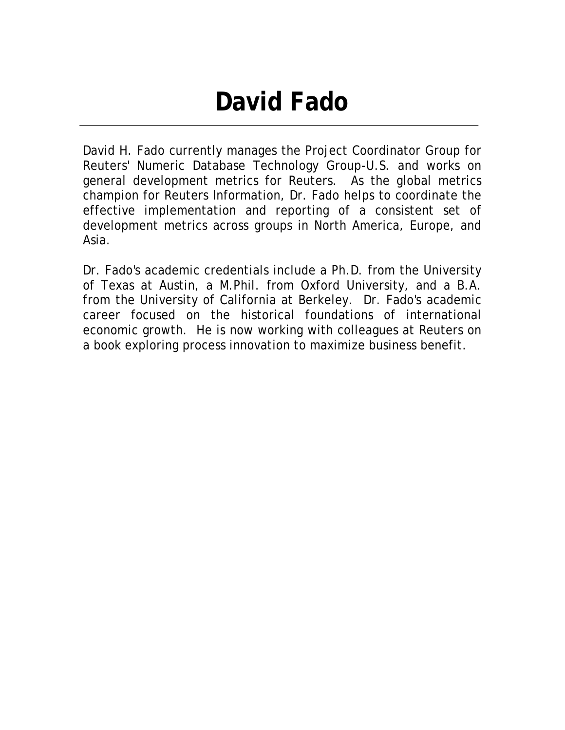# David Fado

David H. Fado currently manages the Project Coordinator Group for Reuters' Numeric Database Technology Group-U.S. and works on general development metrics for Reuters. As the global metrics champion for Reuters Information, Dr. Fado helps to coordinate the effective implementation and reporting of a consistent set of development metrics across groups in North America, Europe, and Asia.

Dr. Fado's academic credentials include a Ph.D. from the University of Texas at Austin, a M.Phil. from Oxford University, and a B.A. from the University of California at Berkeley. Dr. Fado's academic career focused on the historical foundations of international economic growth. He is now working with colleagues at Reuters on a book exploring process innovation to maximize business benefit.